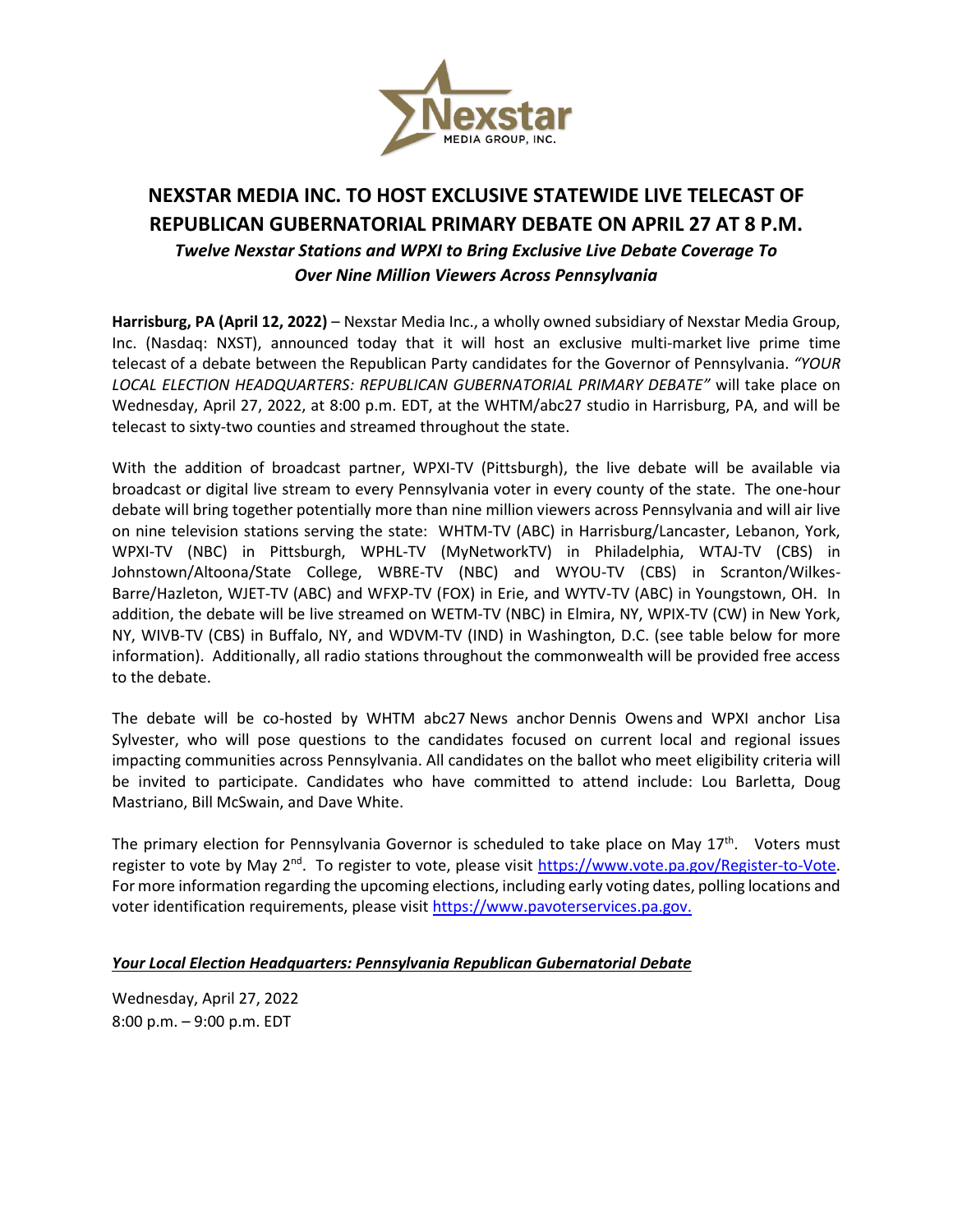# NEXSTAR MEDIA INC. TO HOST EXCLUSIVE STATEWIDE LIVE TELECAST OF REPUBLICAN GUBERNATORIAL PRIMARY DEBATE ON APRIL 27 AT 8 P.M.

***Twelve Nexstar Stations and WPXI to Bring Exclusive Live Debate Coverage To Over Nine Million Viewers Across Pennsylvania***

**Harrisburg, PA (April 12, 2022)** – Nexstar Media Inc., a wholly owned subsidiary of Nexstar Media Group, Inc. (Nasdaq: NXST), announced today that it will host an exclusive multi-market live prime time telecast of a debate between the Republican Party candidates for the Governor of Pennsylvania. *"YOUR LOCAL ELECTION HEADQUARTERS: REPUBLICAN GUBERNATORIAL PRIMARY DEBATE"* will take place on Wednesday, April 27, 2022, at 8:00 p.m. EDT, at the WHTM/abc27 studio in Harrisburg, PA, and will be telecast to sixty-two counties and streamed throughout the state.

With the addition of broadcast partner, WPXI-TV (Pittsburgh), the live debate will be available via broadcast or digital live stream to every Pennsylvania voter in every county of the state. The one-hour debate will bring together potentially more than nine million viewers across Pennsylvania and will air live on nine television stations serving the state: WHTM-TV (ABC) in Harrisburg/Lancaster, Lebanon, York, WPXI-TV (NBC) in Pittsburgh, WPHL-TV (MyNetworkTV) in Philadelphia, WTAJ-TV (CBS) in Johnstown/Altoona/State College, WBRE-TV (NBC) and WYOU-TV (CBS) in Scranton/Wilkes-Barre/Hazleton, WJET-TV (ABC) and WFXP-TV (FOX) in Erie, and WYTV-TV (ABC) in Youngstown, OH. In addition, the debate will be live streamed on WETM-TV (NBC) in Elmira, NY, WPIX-TV (CW) in New York, NY, WIVB-TV (CBS) in Buffalo, NY, and WDVM-TV (IND) in Washington, D.C. (see table below for more information). Additionally, all radio stations throughout the commonwealth will be provided free access to the debate.

The debate will be co-hosted by WHTM abc27 News anchor Dennis Owens and WPXI anchor Lisa Sylvester, who will pose questions to the candidates focused on current local and regional issues impacting communities across Pennsylvania. All candidates on the ballot who meet eligibility criteria will be invited to participate. Candidates who have committed to attend include: Lou Barletta, Doug Mastriano, Bill McSwain, and Dave White.

The primary election for Pennsylvania Governor is scheduled to take place on May 17th. Voters must register to vote by May 2nd. To register to vote, please visit https://www.vote.pa.gov/Register-to-Vote. For more information regarding the upcoming elections, including early voting dates, polling locations and voter identification requirements, please visit https://www.pavoterservices.pa.gov.

***Your Local Election Headquarters: Pennsylvania Republican Gubernatorial Debate***

Wednesday, April 27, 2022
8:00 p.m. – 9:00 p.m. EDT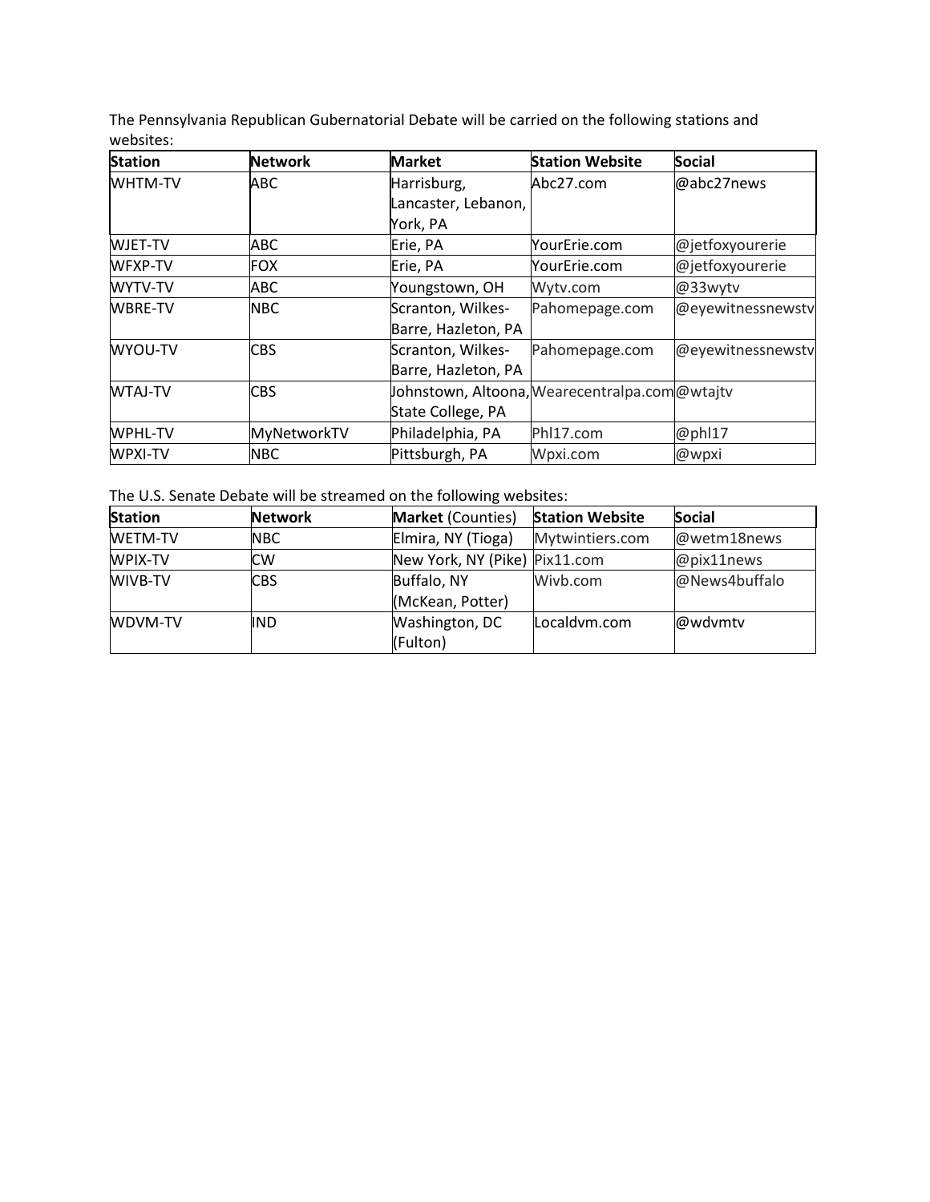The Pennsylvania Republican Gubernatorial Debate will be carried on the following stations and websites:

| Station | Network | Market | Station Website | Social |
|---|---|---|---|---|
| WHTM-TV | ABC | Harrisburg, Lancaster, Lebanon, York, PA | Abc27.com | @abc27news |
| WJET-TV | ABC | Erie, PA | YourErie.com | @jetfoxyourerie |
| WFXP-TV | FOX | Erie, PA | YourErie.com | @jetfoxyourerie |
| WYTV-TV | ABC | Youngstown, OH | Wytv.com | @33wytv |
| WBRE-TV | NBC | Scranton, Wilkes-Barre, Hazleton, PA | Pahomepage.com | @eyewitnessnewstv |
| WYOU-TV | CBS | Scranton, Wilkes-Barre, Hazleton, PA | Pahomepage.com | @eyewitnessnewstv |
| WTAJ-TV | CBS | Johnstown, Altoona, State College, PA | Wearecentralpa.com | @wtajtv |
| WPHL-TV | MyNetworkTV | Philadelphia, PA | Phl17.com | @phl17 |
| WPXI-TV | NBC | Pittsburgh, PA | Wpxi.com | @wpxi |

The U.S. Senate Debate will be streamed on the following websites:

| Station | Network | **Market** (Counties) | Station Website | Social |
|---|---|---|---|---|
| WETM-TV | NBC | Elmira, NY (Tioga) | Mytwintiers.com | @wetm18news |
| WPIX-TV | CW | New York, NY (Pike) | Pix11.com | @pix11news |
| WIVB-TV | CBS | Buffalo, NY (McKean, Potter) | Wivb.com | @News4buffalo |
| WDVM-TV | IND | Washington, DC (Fulton) | Localdvm.com | @wdvmtv |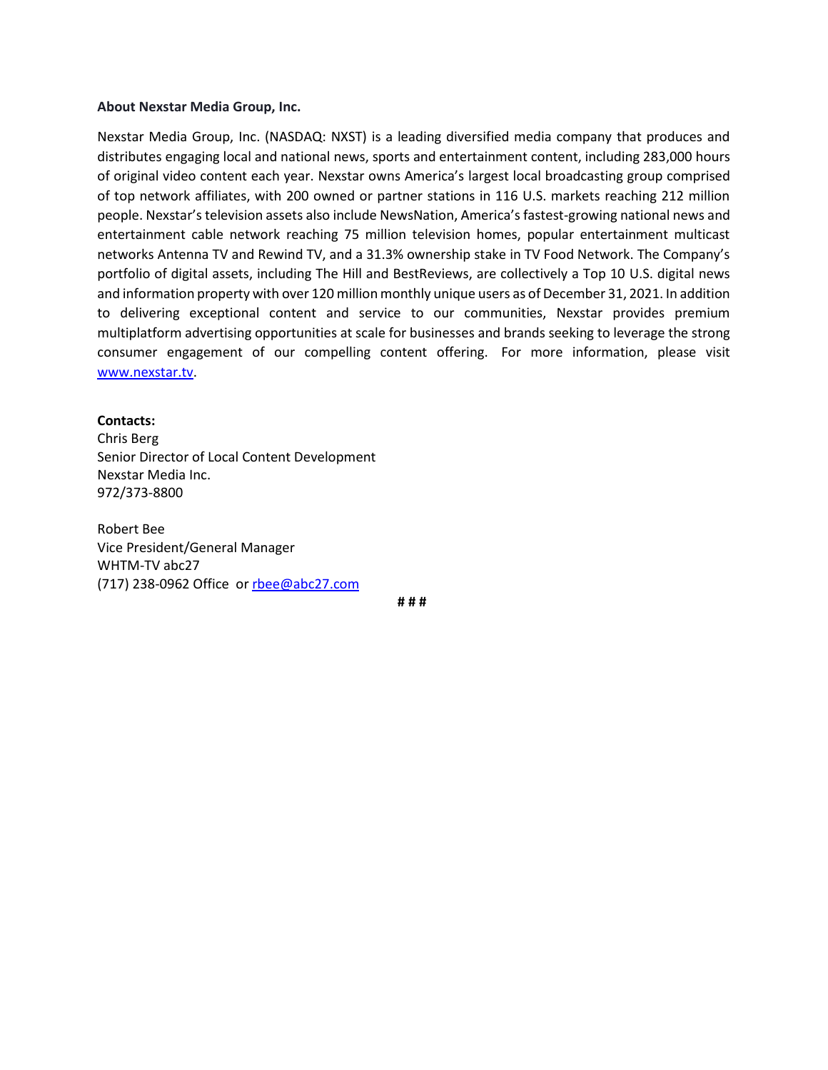**About Nexstar Media Group, Inc.**

Nexstar Media Group, Inc. (NASDAQ: NXST) is a leading diversified media company that produces and distributes engaging local and national news, sports and entertainment content, including 283,000 hours of original video content each year. Nexstar owns America's largest local broadcasting group comprised of top network affiliates, with 200 owned or partner stations in 116 U.S. markets reaching 212 million people. Nexstar's television assets also include NewsNation, America's fastest-growing national news and entertainment cable network reaching 75 million television homes, popular entertainment multicast networks Antenna TV and Rewind TV, and a 31.3% ownership stake in TV Food Network. The Company's portfolio of digital assets, including The Hill and BestReviews, are collectively a Top 10 U.S. digital news and information property with over 120 million monthly unique users as of December 31, 2021. In addition to delivering exceptional content and service to our communities, Nexstar provides premium multiplatform advertising opportunities at scale for businesses and brands seeking to leverage the strong consumer engagement of our compelling content offering. For more information, please visit [www.nexstar.tv](http://www.nexstar.tv).

**Contacts:**
Chris Berg
Senior Director of Local Content Development
Nexstar Media Inc.
972/373-8800

Robert Bee
Vice President/General Manager
WHTM-TV abc27
(717) 238-0962 Office or [rbee@abc27.com](mailto:rbee@abc27.com)

# # #